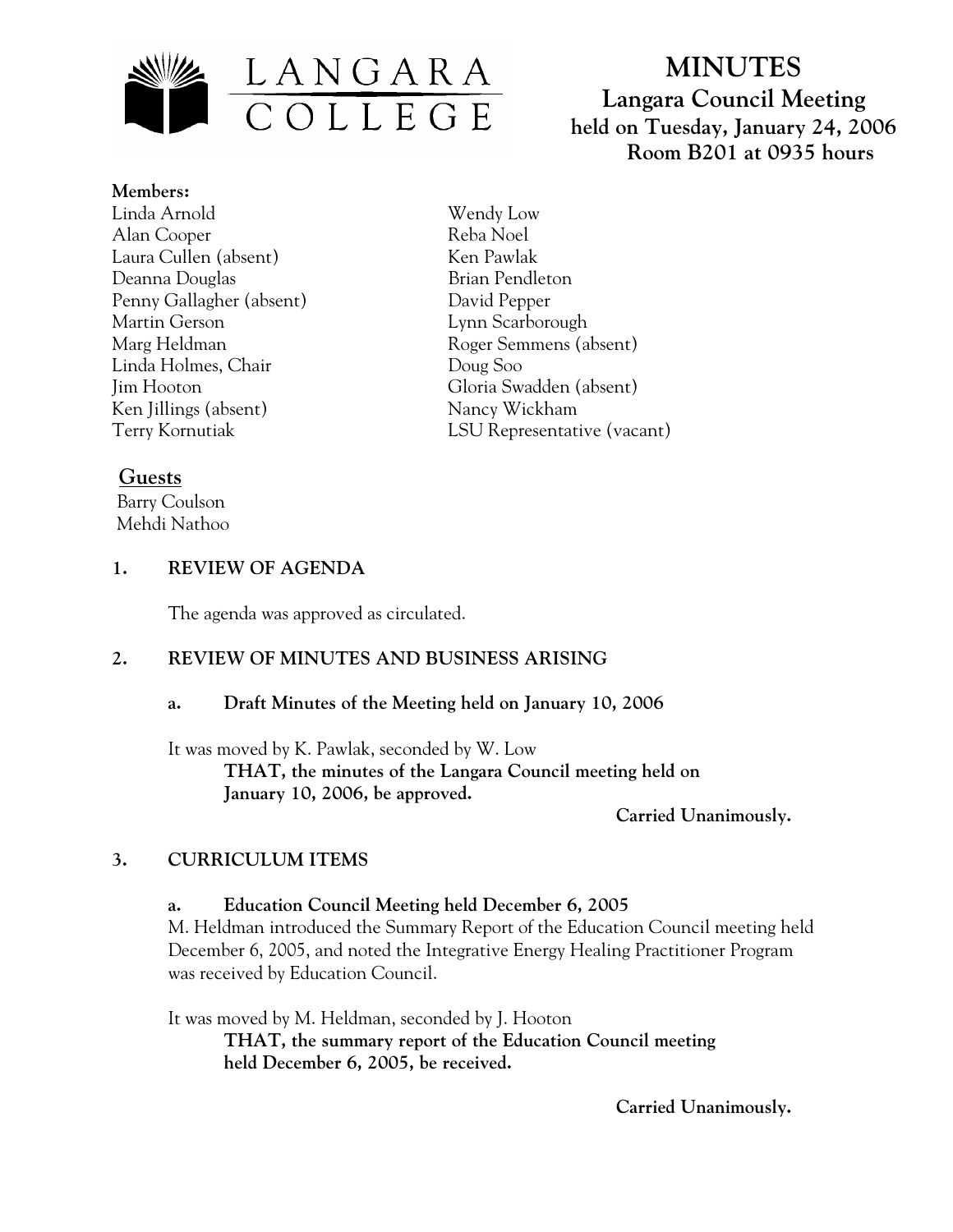LANGARA COLLEGE

# MINUTES

## Langara Council Meeting
**held on Tuesday, January 24, 2006**
**Room B201 at 0935 hours**

**Members:**

Linda Arnold
Alan Cooper
Laura Cullen (absent)
Deanna Douglas
Penny Gallagher (absent)
Martin Gerson
Marg Heldman
Linda Holmes, Chair
Jim Hooton
Ken Jillings (absent)
Terry Kornutiak
Wendy Low
Reba Noel
Ken Pawlak
Brian Pendleton
David Pepper
Lynn Scarborough
Roger Semmens (absent)
Doug Soo
Gloria Swadden (absent)
Nancy Wickham
LSU Representative (vacant)

**Guests**

Barry Coulson
Mehdi Nathoo

### 1. REVIEW OF AGENDA

The agenda was approved as circulated.

### 2. REVIEW OF MINUTES AND BUSINESS ARISING

**a. Draft Minutes of the Meeting held on January 10, 2006**

It was moved by K. Pawlak, seconded by W. Low

**THAT, the minutes of the Langara Council meeting held on January 10, 2006, be approved.**

**Carried Unanimously.**

### 3. CURRICULUM ITEMS

**a. Education Council Meeting held December 6, 2005**

M. Heldman introduced the Summary Report of the Education Council meeting held December 6, 2005, and noted the Integrative Energy Healing Practitioner Program was received by Education Council.

It was moved by M. Heldman, seconded by J. Hooton

**THAT, the summary report of the Education Council meeting held December 6, 2005, be received.**

**Carried Unanimously.**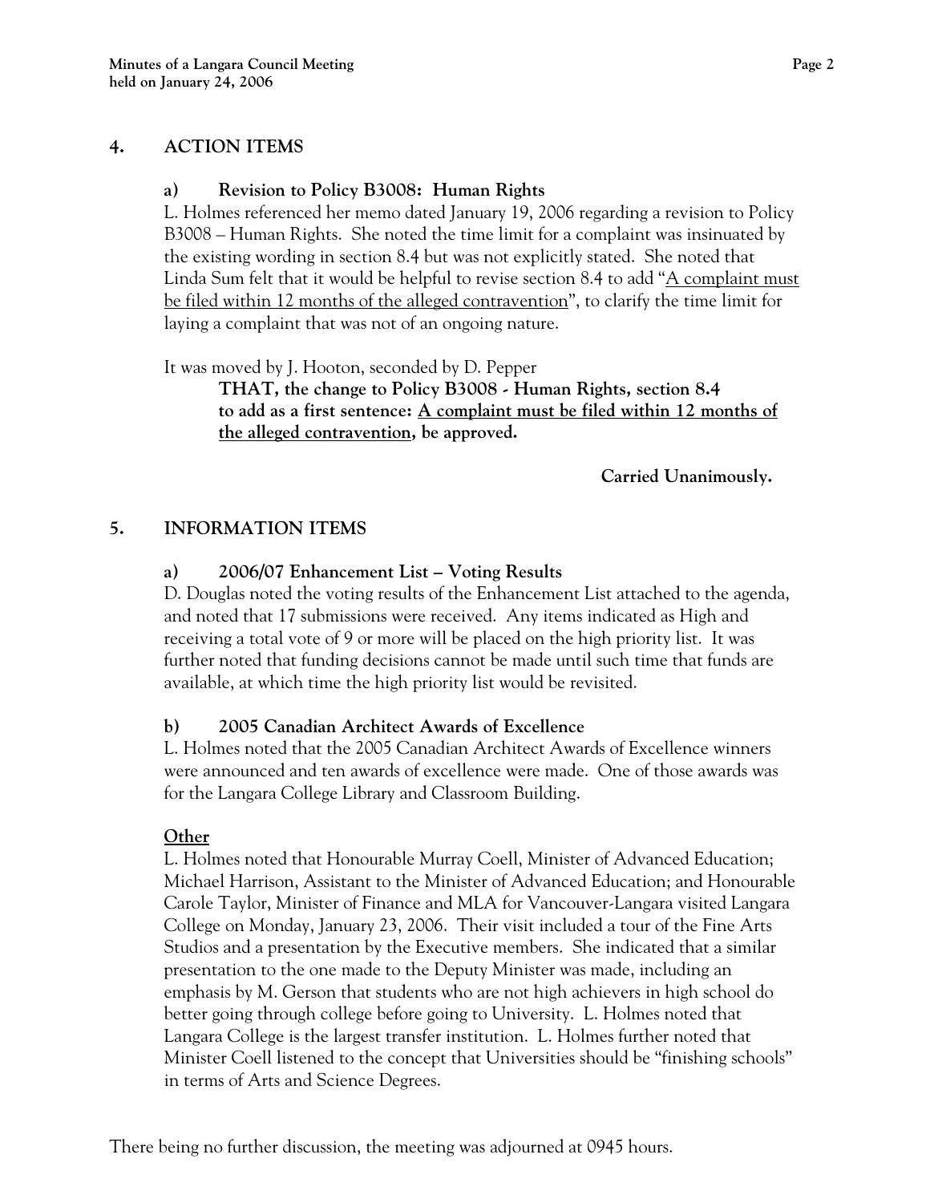## 4. ACTION ITEMS

### a) Revision to Policy B3008: Human Rights

L. Holmes referenced her memo dated January 19, 2006 regarding a revision to Policy B3008 – Human Rights. She noted the time limit for a complaint was insinuated by the existing wording in section 8.4 but was not explicitly stated. She noted that Linda Sum felt that it would be helpful to revise section 8.4 to add "A complaint must be filed within 12 months of the alleged contravention", to clarify the time limit for laying a complaint that was not of an ongoing nature.

It was moved by J. Hooton, seconded by D. Pepper

> **THAT, the change to Policy B3008 - Human Rights, section 8.4 to add as a first sentence: A complaint must be filed within 12 months of the alleged contravention, be approved.**

**Carried Unanimously.**

## 5. INFORMATION ITEMS

### a) 2006/07 Enhancement List – Voting Results

D. Douglas noted the voting results of the Enhancement List attached to the agenda, and noted that 17 submissions were received. Any items indicated as High and receiving a total vote of 9 or more will be placed on the high priority list. It was further noted that funding decisions cannot be made until such time that funds are available, at which time the high priority list would be revisited.

### b) 2005 Canadian Architect Awards of Excellence

L. Holmes noted that the 2005 Canadian Architect Awards of Excellence winners were announced and ten awards of excellence were made. One of those awards was for the Langara College Library and Classroom Building.

### Other

L. Holmes noted that Honourable Murray Coell, Minister of Advanced Education; Michael Harrison, Assistant to the Minister of Advanced Education; and Honourable Carole Taylor, Minister of Finance and MLA for Vancouver-Langara visited Langara College on Monday, January 23, 2006. Their visit included a tour of the Fine Arts Studios and a presentation by the Executive members. She indicated that a similar presentation to the one made to the Deputy Minister was made, including an emphasis by M. Gerson that students who are not high achievers in high school do better going through college before going to University. L. Holmes noted that Langara College is the largest transfer institution. L. Holmes further noted that Minister Coell listened to the concept that Universities should be "finishing schools" in terms of Arts and Science Degrees.

There being no further discussion, the meeting was adjourned at 0945 hours.